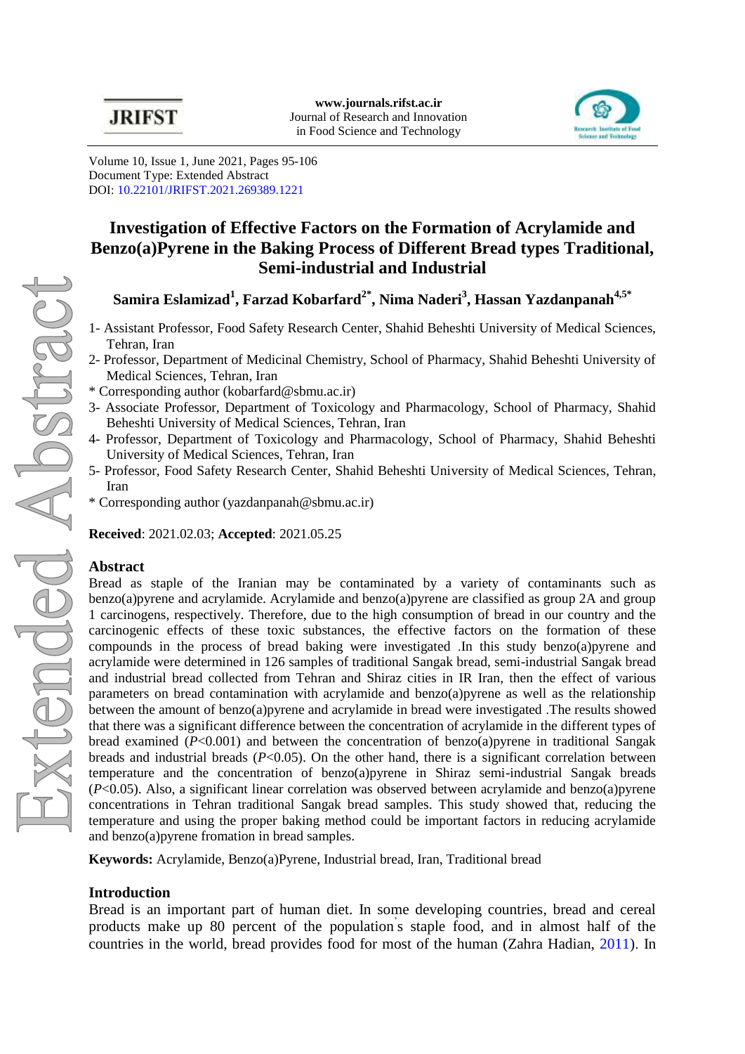Volume 10, Issue 1, June 2021, Pages 95-106
Document Type: Extended Abstract
DOI: 10.22101/JRIFST.2021.269389.1221

# Investigation of Effective Factors on the Formation of Acrylamide and Benzo(a)Pyrene in the Baking Process of Different Bread types Traditional, Semi-industrial and Industrial

**Samira Eslamizad[1], Farzad Kobarfard[2*], Nima Naderi[3], Hassan Yazdanpanah[4,5*]**

1- Assistant Professor, Food Safety Research Center, Shahid Beheshti University of Medical Sciences, Tehran, Iran
2- Professor, Department of Medicinal Chemistry, School of Pharmacy, Shahid Beheshti University of Medical Sciences, Tehran, Iran
* Corresponding author (kobarfard@sbmu.ac.ir)
3- Associate Professor, Department of Toxicology and Pharmacology, School of Pharmacy, Shahid Beheshti University of Medical Sciences, Tehran, Iran
4- Professor, Department of Toxicology and Pharmacology, School of Pharmacy, Shahid Beheshti University of Medical Sciences, Tehran, Iran
5- Professor, Food Safety Research Center, Shahid Beheshti University of Medical Sciences, Tehran, Iran
* Corresponding author (yazdanpanah@sbmu.ac.ir)

**Received**: 2021.02.03; **Accepted**: 2021.05.25

## Abstract

Bread as staple of the Iranian may be contaminated by a variety of contaminants such as benzo(a)pyrene and acrylamide. Acrylamide and benzo(a)pyrene are classified as group 2A and group 1 carcinogens, respectively. Therefore, due to the high consumption of bread in our country and the carcinogenic effects of these toxic substances, the effective factors on the formation of these compounds in the process of bread baking were investigated .In this study benzo(a)pyrene and acrylamide were determined in 126 samples of traditional Sangak bread, semi-industrial Sangak bread and industrial bread collected from Tehran and Shiraz cities in IR Iran, then the effect of various parameters on bread contamination with acrylamide and benzo(a)pyrene as well as the relationship between the amount of benzo(a)pyrene and acrylamide in bread were investigated .The results showed that there was a significant difference between the concentration of acrylamide in the different types of bread examined ($P<0.001$) and between the concentration of benzo(a)pyrene in traditional Sangak breads and industrial breads ($P<0.05$). On the other hand, there is a significant correlation between temperature and the concentration of benzo(a)pyrene in Shiraz semi-industrial Sangak breads ($P<0.05$). Also, a significant linear correlation was observed between acrylamide and benzo(a)pyrene concentrations in Tehran traditional Sangak bread samples. This study showed that, reducing the temperature and using the proper baking method could be important factors in reducing acrylamide and benzo(a)pyrene fromation in bread samples.

**Keywords:** Acrylamide, Benzo(a)Pyrene, Industrial bread, Iran, Traditional bread

## Introduction

Bread is an important part of human diet. In some developing countries, bread and cereal products make up 80 percent of the population's staple food, and in almost half of the countries in the world, bread provides food for most of the human (Zahra Hadian, 2011). In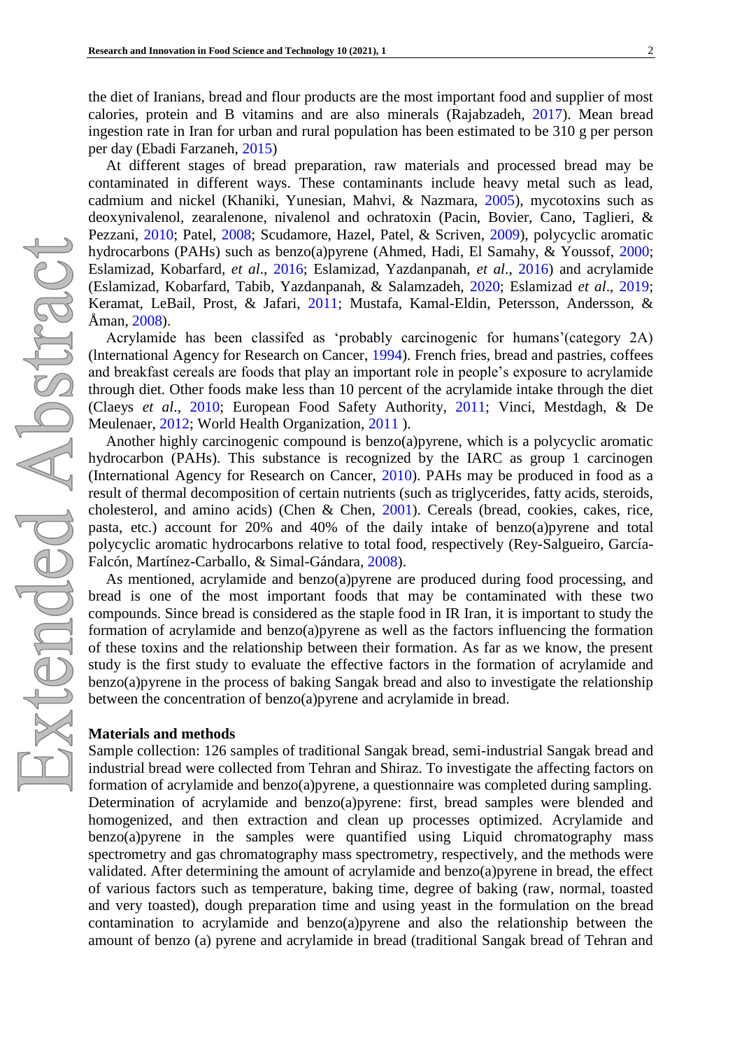the diet of Iranians, bread and flour products are the most important food and supplier of most calories, protein and B vitamins and are also minerals (Rajabzadeh, 2017). Mean bread ingestion rate in Iran for urban and rural population has been estimated to be 310 g per person per day (Ebadi Farzaneh, 2015)

At different stages of bread preparation, raw materials and processed bread may be contaminated in different ways. These contaminants include heavy metal such as lead, cadmium and nickel (Khaniki, Yunesian, Mahvi, & Nazmara, 2005), mycotoxins such as deoxynivalenol, zearalenone, nivalenol and ochratoxin (Pacin, Bovier, Cano, Taglieri, & Pezzani, 2010; Patel, 2008; Scudamore, Hazel, Patel, & Scriven, 2009), polycyclic aromatic hydrocarbons (PAHs) such as benzo(a)pyrene (Ahmed, Hadi, El Samahy, & Youssof, 2000; Eslamizad, Kobarfard, *et al*., 2016; Eslamizad, Yazdanpanah, *et al*., 2016) and acrylamide (Eslamizad, Kobarfard, Tabib, Yazdanpanah, & Salamzadeh, 2020; Eslamizad *et al*., 2019; Keramat, LeBail, Prost, & Jafari, 2011; Mustafa, Kamal-Eldin, Petersson, Andersson, & Åman, 2008).

Acrylamide has been classifed as 'probably carcinogenic for humans'(category 2A) (International Agency for Research on Cancer, 1994). French fries, bread and pastries, coffees and breakfast cereals are foods that play an important role in people's exposure to acrylamide through diet. Other foods make less than 10 percent of the acrylamide intake through the diet (Claeys *et al*., 2010; European Food Safety Authority, 2011; Vinci, Mestdagh, & De Meulenaer, 2012; World Health Organization, 2011 ).

Another highly carcinogenic compound is benzo(a)pyrene, which is a polycyclic aromatic hydrocarbon (PAHs). This substance is recognized by the IARC as group 1 carcinogen (International Agency for Research on Cancer, 2010). PAHs may be produced in food as a result of thermal decomposition of certain nutrients (such as triglycerides, fatty acids, steroids, cholesterol, and amino acids) (Chen & Chen, 2001). Cereals (bread, cookies, cakes, rice, pasta, etc.) account for 20% and 40% of the daily intake of benzo(a)pyrene and total polycyclic aromatic hydrocarbons relative to total food, respectively (Rey-Salgueiro, García-Falcón, Martínez-Carballo, & Simal-Gándara, 2008).

As mentioned, acrylamide and benzo(a)pyrene are produced during food processing, and bread is one of the most important foods that may be contaminated with these two compounds. Since bread is considered as the staple food in IR Iran, it is important to study the formation of acrylamide and benzo(a)pyrene as well as the factors influencing the formation of these toxins and the relationship between their formation. As far as we know, the present study is the first study to evaluate the effective factors in the formation of acrylamide and benzo(a)pyrene in the process of baking Sangak bread and also to investigate the relationship between the concentration of benzo(a)pyrene and acrylamide in bread.

**Materials and methods**

Sample collection: 126 samples of traditional Sangak bread, semi-industrial Sangak bread and industrial bread were collected from Tehran and Shiraz. To investigate the affecting factors on formation of acrylamide and benzo(a)pyrene, a questionnaire was completed during sampling. Determination of acrylamide and benzo(a)pyrene: first, bread samples were blended and homogenized, and then extraction and clean up processes optimized. Acrylamide and benzo(a)pyrene in the samples were quantified using Liquid chromatography mass spectrometry and gas chromatography mass spectrometry, respectively, and the methods were validated. After determining the amount of acrylamide and benzo(a)pyrene in bread, the effect of various factors such as temperature, baking time, degree of baking (raw, normal, toasted and very toasted), dough preparation time and using yeast in the formulation on the bread contamination to acrylamide and benzo(a)pyrene and also the relationship between the amount of benzo (a) pyrene and acrylamide in bread (traditional Sangak bread of Tehran and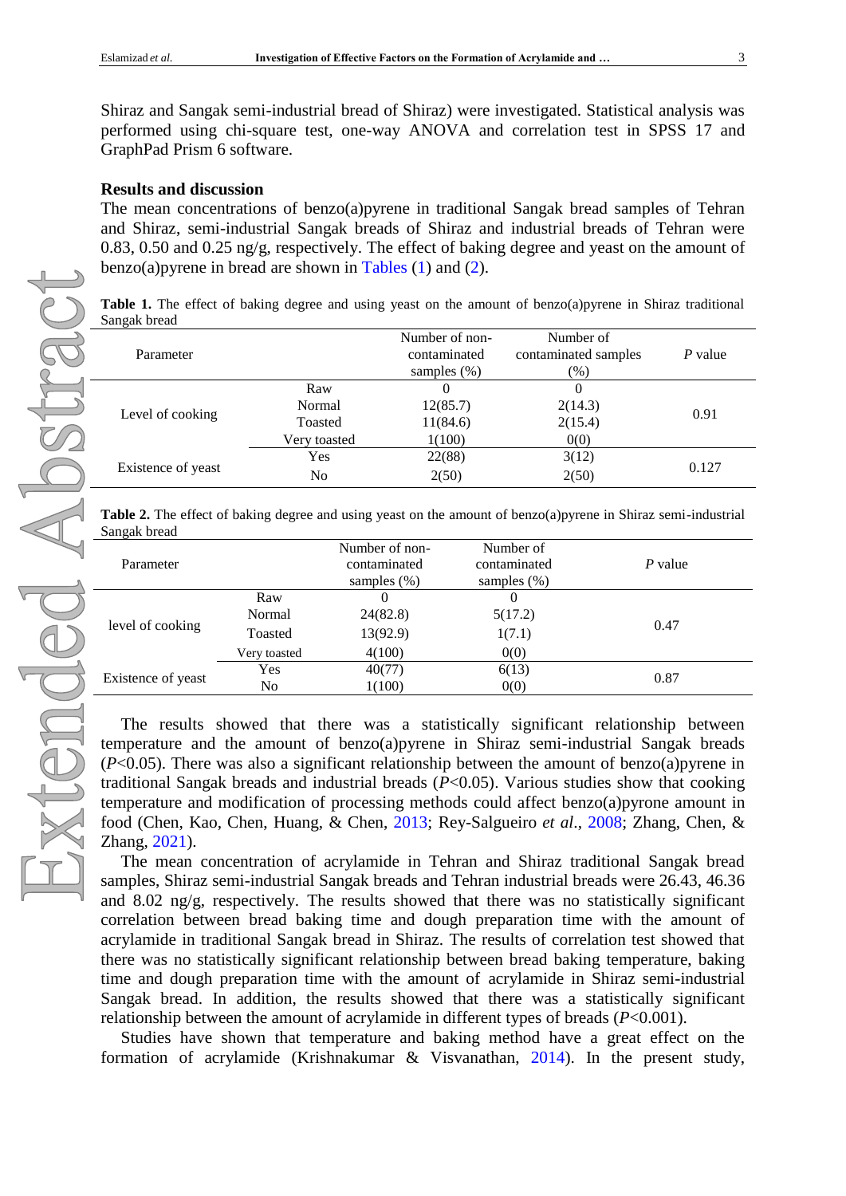Shiraz and Sangak semi-industrial bread of Shiraz) were investigated. Statistical analysis was performed using chi-square test, one-way ANOVA and correlation test in SPSS 17 and GraphPad Prism 6 software.

## Results and discussion

The mean concentrations of benzo(a)pyrene in traditional Sangak bread samples of Tehran and Shiraz, semi-industrial Sangak breads of Shiraz and industrial breads of Tehran were 0.83, 0.50 and 0.25 ng/g, respectively. The effect of baking degree and yeast on the amount of benzo(a)pyrene in bread are shown in Tables (1) and (2).

**Table 1.** The effect of baking degree and using yeast on the amount of benzo(a)pyrene in Shiraz traditional Sangak bread

| Parameter | | Number of non-contaminated samples (%) | Number of contaminated samples (%) | *P* value |
|---|---|---|---|---|
| Level of cooking | Raw | 0 | 0 | 0.91 |
| | Normal | 12(85.7) | 2(14.3) | |
| | Toasted | 11(84.6) | 2(15.4) | |
| | Very toasted | 1(100) | 0(0) | |
| Existence of yeast | Yes | 22(88) | 3(12) | 0.127 |
| | No | 2(50) | 2(50) | |

**Table 2.** The effect of baking degree and using yeast on the amount of benzo(a)pyrene in Shiraz semi-industrial Sangak bread

| Parameter | | Number of non-contaminated samples (%) | Number of contaminated samples (%) | *P* value |
|---|---|---|---|---|
| level of cooking | Raw | 0 | 0 | 0.47 |
| | Normal | 24(82.8) | 5(17.2) | |
| | Toasted | 13(92.9) | 1(7.1) | |
| | Very toasted | 4(100) | 0(0) | |
| Existence of yeast | Yes | 40(77) | 6(13) | 0.87 |
| | No | 1(100) | 0(0) | |

The results showed that there was a statistically significant relationship between temperature and the amount of benzo(a)pyrene in Shiraz semi-industrial Sangak breads ($P<0.05$). There was also a significant relationship between the amount of benzo(a)pyrene in traditional Sangak breads and industrial breads ($P<0.05$). Various studies show that cooking temperature and modification of processing methods could affect benzo(a)pyrone amount in food (Chen, Kao, Chen, Huang, & Chen, 2013; Rey-Salgueiro *et al*., 2008; Zhang, Chen, & Zhang, 2021).

The mean concentration of acrylamide in Tehran and Shiraz traditional Sangak bread samples, Shiraz semi-industrial Sangak breads and Tehran industrial breads were 26.43, 46.36 and 8.02 ng/g, respectively. The results showed that there was no statistically significant correlation between bread baking time and dough preparation time with the amount of acrylamide in traditional Sangak bread in Shiraz. The results of correlation test showed that there was no statistically significant relationship between bread baking temperature, baking time and dough preparation time with the amount of acrylamide in Shiraz semi-industrial Sangak bread. In addition, the results showed that there was a statistically significant relationship between the amount of acrylamide in different types of breads ($P<0.001$).

Studies have shown that temperature and baking method have a great effect on the formation of acrylamide (Krishnakumar & Visvanathan, 2014). In the present study,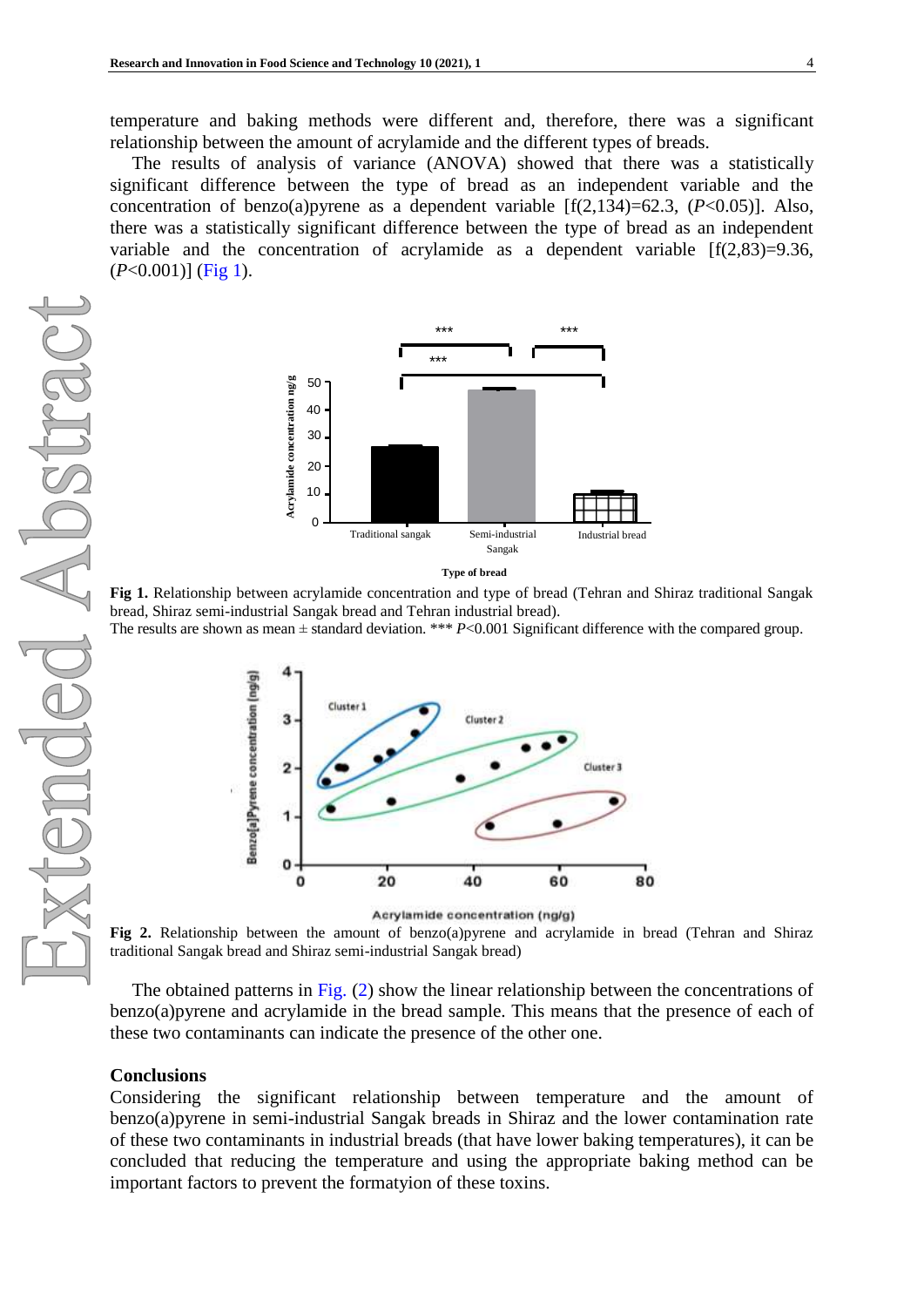temperature and baking methods were different and, therefore, there was a significant relationship between the amount of acrylamide and the different types of breads.

The results of analysis of variance (ANOVA) showed that there was a statistically significant difference between the type of bread as an independent variable and the concentration of benzo(a)pyrene as a dependent variable [f(2,134)=62.3, ($P$<0.05)]. Also, there was a statistically significant difference between the type of bread as an independent variable and the concentration of acrylamide as a dependent variable [f(2,83)=9.36, ($P$<0.001)] (Fig 1).

**Fig 1.** Relationship between acrylamide concentration and type of bread (Tehran and Shiraz traditional Sangak bread, Shiraz semi-industrial Sangak bread and Tehran industrial bread).
The results are shown as mean ± standard deviation. *** $P$<0.001 Significant difference with the compared group.

**Fig 2.** Relationship between the amount of benzo(a)pyrene and acrylamide in bread (Tehran and Shiraz traditional Sangak bread and Shiraz semi-industrial Sangak bread)

The obtained patterns in Fig. (2) show the linear relationship between the concentrations of benzo(a)pyrene and acrylamide in the bread sample. This means that the presence of each of these two contaminants can indicate the presence of the other one.

## Conclusions

Considering the significant relationship between temperature and the amount of benzo(a)pyrene in semi-industrial Sangak breads in Shiraz and the lower contamination rate of these two contaminants in industrial breads (that have lower baking temperatures), it can be concluded that reducing the temperature and using the appropriate baking method can be important factors to prevent the formatyion of these toxins.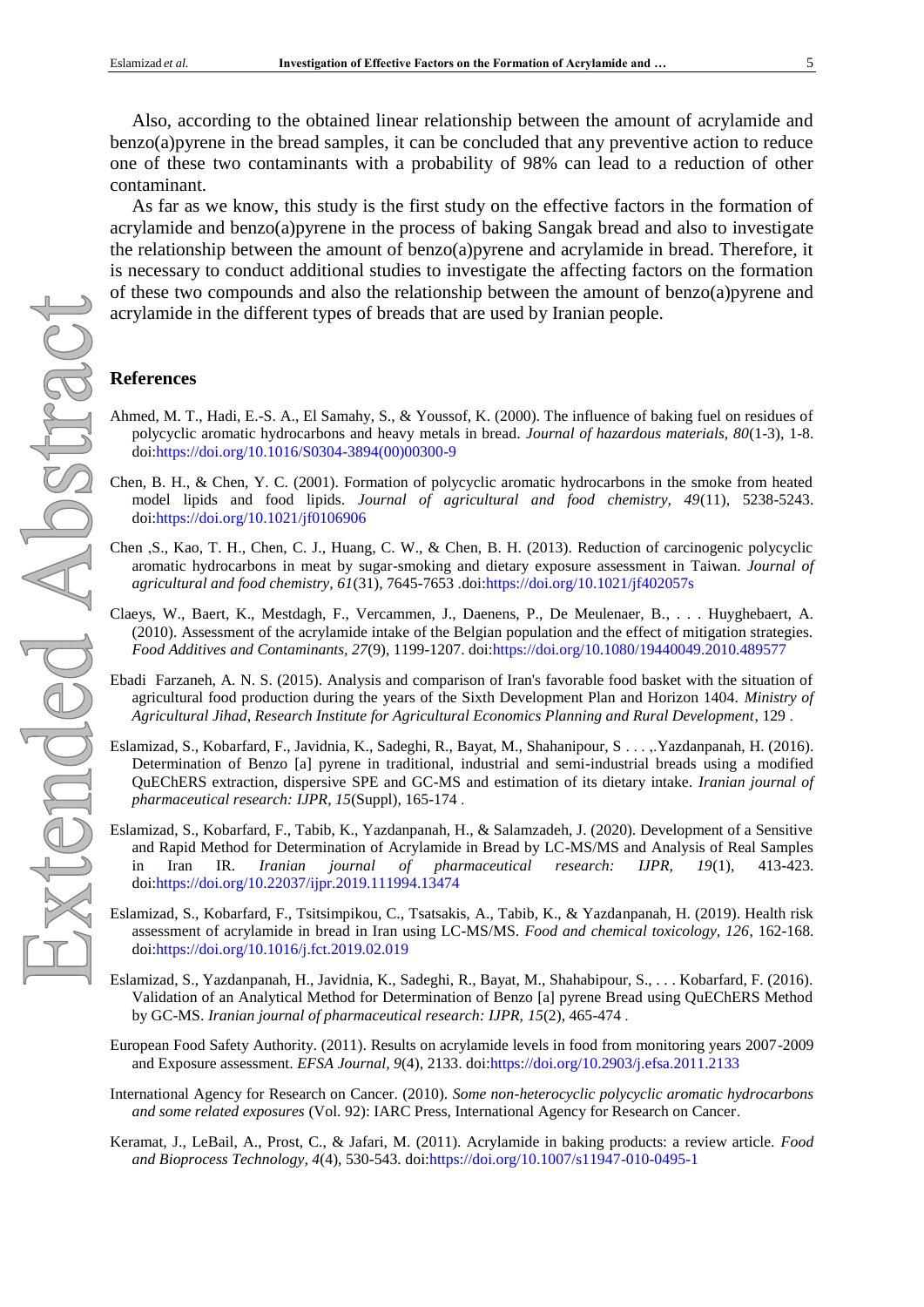Also, according to the obtained linear relationship between the amount of acrylamide and benzo(a)pyrene in the bread samples, it can be concluded that any preventive action to reduce one of these two contaminants with a probability of 98% can lead to a reduction of other contaminant.

As far as we know, this study is the first study on the effective factors in the formation of acrylamide and benzo(a)pyrene in the process of baking Sangak bread and also to investigate the relationship between the amount of benzo(a)pyrene and acrylamide in bread. Therefore, it is necessary to conduct additional studies to investigate the affecting factors on the formation of these two compounds and also the relationship between the amount of benzo(a)pyrene and acrylamide in the different types of breads that are used by Iranian people.

## References

Ahmed, M. T., Hadi, E.-S. A., El Samahy, S., & Youssof, K. (2000). The influence of baking fuel on residues of polycyclic aromatic hydrocarbons and heavy metals in bread. *Journal of hazardous materials, 80*(1-3), 1-8. doi:https://doi.org/10.1016/S0304-3894(00)00300-9

Chen, B. H., & Chen, Y. C. (2001). Formation of polycyclic aromatic hydrocarbons in the smoke from heated model lipids and food lipids. *Journal of agricultural and food chemistry, 49*(11), 5238-5243. doi:https://doi.org/10.1021/jf0106906

Chen ,S., Kao, T. H., Chen, C. J., Huang, C. W., & Chen, B. H. (2013). Reduction of carcinogenic polycyclic aromatic hydrocarbons in meat by sugar-smoking and dietary exposure assessment in Taiwan. *Journal of agricultural and food chemistry, 61*(31), 7645-7653 .doi:https://doi.org/10.1021/jf402057s

Claeys, W., Baert, K., Mestdagh, F., Vercammen, J., Daenens, P., De Meulenaer, B., . . . Huyghebaert, A. (2010). Assessment of the acrylamide intake of the Belgian population and the effect of mitigation strategies. *Food Additives and Contaminants, 27*(9), 1199-1207. doi:https://doi.org/10.1080/19440049.2010.489577

Ebadi Farzaneh, A. N. S. (2015). Analysis and comparison of Iran's favorable food basket with the situation of agricultural food production during the years of the Sixth Development Plan and Horizon 1404. *Ministry of Agricultural Jihad, Research Institute for Agricultural Economics Planning and Rural Development*, 129 .

Eslamizad, S., Kobarfard, F., Javidnia, K., Sadeghi, R., Bayat, M., Shahanipour, S . . . ,.Yazdanpanah, H. (2016). Determination of Benzo [a] pyrene in traditional, industrial and semi-industrial breads using a modified QuEChERS extraction, dispersive SPE and GC-MS and estimation of its dietary intake. *Iranian journal of pharmaceutical research: IJPR, 15*(Suppl), 165-174 .

Eslamizad, S., Kobarfard, F., Tabib, K., Yazdanpanah, H., & Salamzadeh, J. (2020). Development of a Sensitive and Rapid Method for Determination of Acrylamide in Bread by LC-MS/MS and Analysis of Real Samples in Iran IR. *Iranian journal of pharmaceutical research: IJPR, 19*(1), 413-423. doi:https://doi.org/10.22037/ijpr.2019.111994.13474

Eslamizad, S., Kobarfard, F., Tsitsimpikou, C., Tsatsakis, A., Tabib, K., & Yazdanpanah, H. (2019). Health risk assessment of acrylamide in bread in Iran using LC-MS/MS. *Food and chemical toxicology, 126*, 162-168. doi:https://doi.org/10.1016/j.fct.2019.02.019

Eslamizad, S., Yazdanpanah, H., Javidnia, K., Sadeghi, R., Bayat, M., Shahabipour, S., . . . Kobarfard, F. (2016). Validation of an Analytical Method for Determination of Benzo [a] pyrene Bread using QuEChERS Method by GC-MS. *Iranian journal of pharmaceutical research: IJPR, 15*(2), 465-474 .

European Food Safety Authority. (2011). Results on acrylamide levels in food from monitoring years 2007-2009 and Exposure assessment. *EFSA Journal, 9*(4), 2133. doi:https://doi.org/10.2903/j.efsa.2011.2133

International Agency for Research on Cancer. (2010). *Some non-heterocyclic polycyclic aromatic hydrocarbons and some related exposures* (Vol. 92): IARC Press, International Agency for Research on Cancer.

Keramat, J., LeBail, A., Prost, C., & Jafari, M. (2011). Acrylamide in baking products: a review article. *Food and Bioprocess Technology, 4*(4), 530-543. doi:https://doi.org/10.1007/s11947-010-0495-1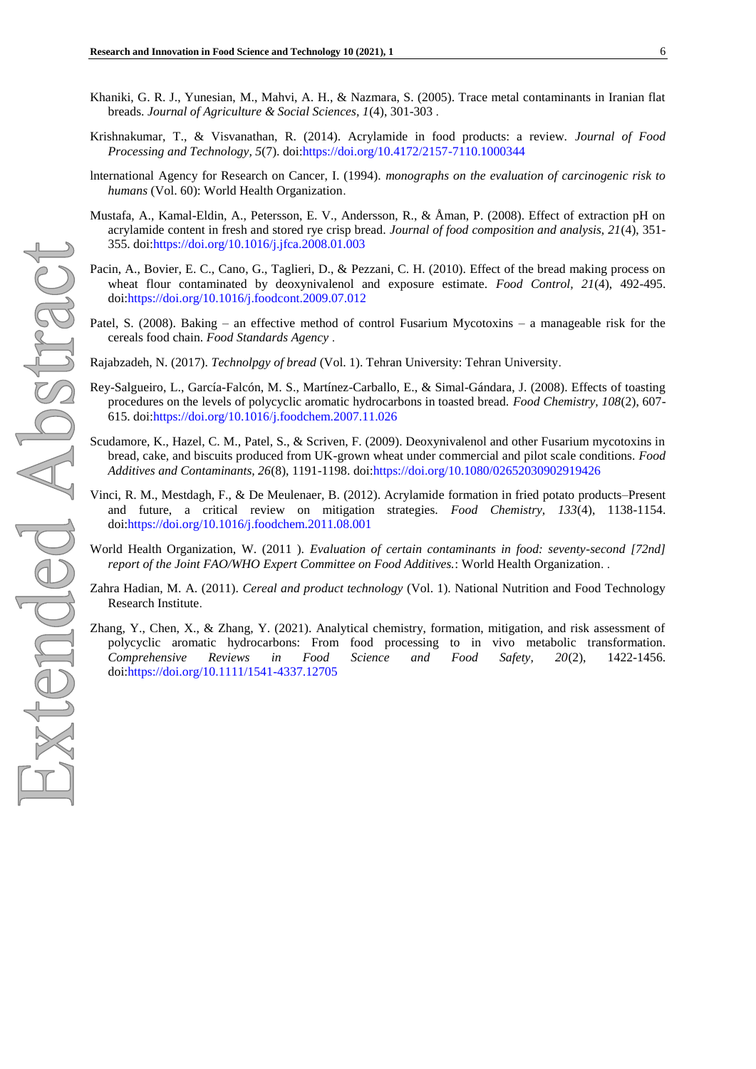Khaniki, G. R. J., Yunesian, M., Mahvi, A. H., & Nazmara, S. (2005). Trace metal contaminants in Iranian flat breads. *Journal of Agriculture & Social Sciences, 1*(4), 301-303 .

Krishnakumar, T., & Visvanathan, R. (2014). Acrylamide in food products: a review. *Journal of Food Processing and Technology, 5*(7). doi:https://doi.org/10.4172/2157-7110.1000344

lnternational Agency for Research on Cancer, I. (1994). *monographs on the evaluation of carcinogenic risk to humans* (Vol. 60): World Health Organization.

Mustafa, A., Kamal-Eldin, A., Petersson, E. V., Andersson, R., & Åman, P. (2008). Effect of extraction pH on acrylamide content in fresh and stored rye crisp bread. *Journal of food composition and analysis, 21*(4), 351-355. doi:https://doi.org/10.1016/j.jfca.2008.01.003

Pacin, A., Bovier, E. C., Cano, G., Taglieri, D., & Pezzani, C. H. (2010). Effect of the bread making process on wheat flour contaminated by deoxynivalenol and exposure estimate. *Food Control, 21*(4), 492-495. doi:https://doi.org/10.1016/j.foodcont.2009.07.012

Patel, S. (2008). Baking – an effective method of control Fusarium Mycotoxins – a manageable risk for the cereals food chain. *Food Standards Agency* .

Rajabzadeh, N. (2017). *Technolpgy of bread* (Vol. 1). Tehran University: Tehran University.

Rey-Salgueiro, L., García-Falcón, M. S., Martínez-Carballo, E., & Simal-Gándara, J. (2008). Effects of toasting procedures on the levels of polycyclic aromatic hydrocarbons in toasted bread. *Food Chemistry, 108*(2), 607-615. doi:https://doi.org/10.1016/j.foodchem.2007.11.026

Scudamore, K., Hazel, C. M., Patel, S., & Scriven, F. (2009). Deoxynivalenol and other Fusarium mycotoxins in bread, cake, and biscuits produced from UK-grown wheat under commercial and pilot scale conditions. *Food Additives and Contaminants, 26*(8), 1191-1198. doi:https://doi.org/10.1080/02652030902919426

Vinci, R. M., Mestdagh, F., & De Meulenaer, B. (2012). Acrylamide formation in fried potato products–Present and future, a critical review on mitigation strategies. *Food Chemistry, 133*(4), 1138-1154. doi:https://doi.org/10.1016/j.foodchem.2011.08.001

World Health Organization, W. (2011 ). *Evaluation of certain contaminants in food: seventy-second [72nd] report of the Joint FAO/WHO Expert Committee on Food Additives.*: World Health Organization. .

Zahra Hadian, M. A. (2011). *Cereal and product technology* (Vol. 1). National Nutrition and Food Technology Research Institute.

Zhang, Y., Chen, X., & Zhang, Y. (2021). Analytical chemistry, formation, mitigation, and risk assessment of polycyclic aromatic hydrocarbons: From food processing to in vivo metabolic transformation. *Comprehensive Reviews in Food Science and Food Safety, 20*(2), 1422-1456. doi:https://doi.org/10.1111/1541-4337.12705